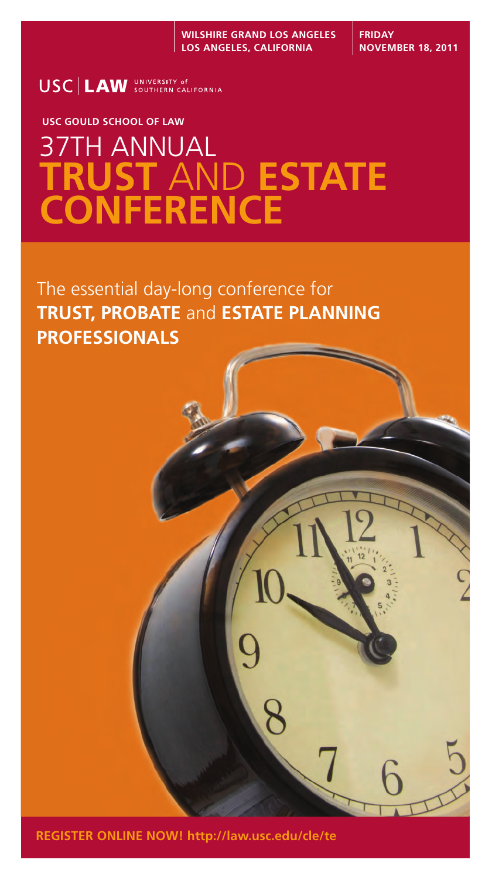**WILSHIRE GRAND LOS ANGELES**
**LOS ANGELES, CALIFORNIA**

**FRIDAY**
**NOVEMBER 18, 2011**

USC | LAW UNIVERSITY of SOUTHERN CALIFORNIA

**USC GOULD SCHOOL OF LAW**

# 37TH ANNUAL **TRUST** AND **ESTATE CONFERENCE**

The essential day-long conference for **TRUST, PROBATE** and **ESTATE PLANNING PROFESSIONALS**

**REGISTER ONLINE NOW! http://law.usc.edu/cle/te**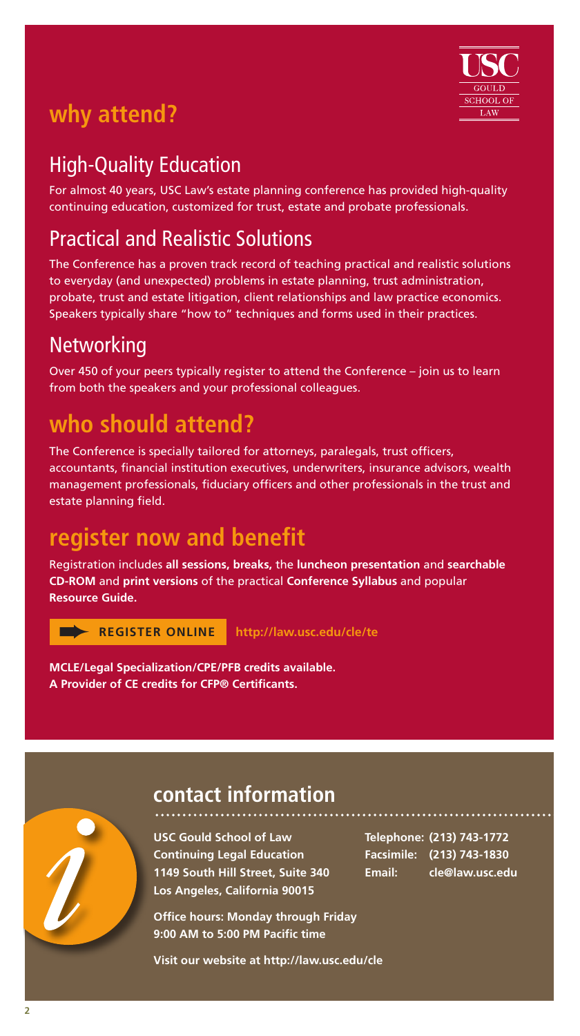## why attend?

### High-Quality Education

For almost 40 years, USC Law's estate planning conference has provided high-quality continuing education, customized for trust, estate and probate professionals.

### Practical and Realistic Solutions

The Conference has a proven track record of teaching practical and realistic solutions to everyday (and unexpected) problems in estate planning, trust administration, probate, trust and estate litigation, client relationships and law practice economics. Speakers typically share "how to" techniques and forms used in their practices.

### Networking

Over 450 of your peers typically register to attend the Conference – join us to learn from both the speakers and your professional colleagues.

## who should attend?

The Conference is specially tailored for attorneys, paralegals, trust officers, accountants, financial institution executives, underwriters, insurance advisors, wealth management professionals, fiduciary officers and other professionals in the trust and estate planning field.

## register now and benefit

Registration includes **all sessions, breaks,** the **luncheon presentation** and **searchable CD-ROM** and **print versions** of the practical **Conference Syllabus** and popular **Resource Guide.**

**REGISTER ONLINE** **http://law.usc.edu/cle/te**

**MCLE/Legal Specialization/CPE/PFB credits available.**
**A Provider of CE credits for CFP® Certificants.**

## contact information

**USC Gould School of Law**
**Continuing Legal Education**
**1149 South Hill Street, Suite 340**
**Los Angeles, California 90015**

**Telephone: (213) 743-1772**
**Facsimile: (213) 743-1830**
**Email: cle@law.usc.edu**

**Office hours: Monday through Friday**
**9:00 AM to 5:00 PM Pacific time**

**Visit our website at http://law.usc.edu/cle**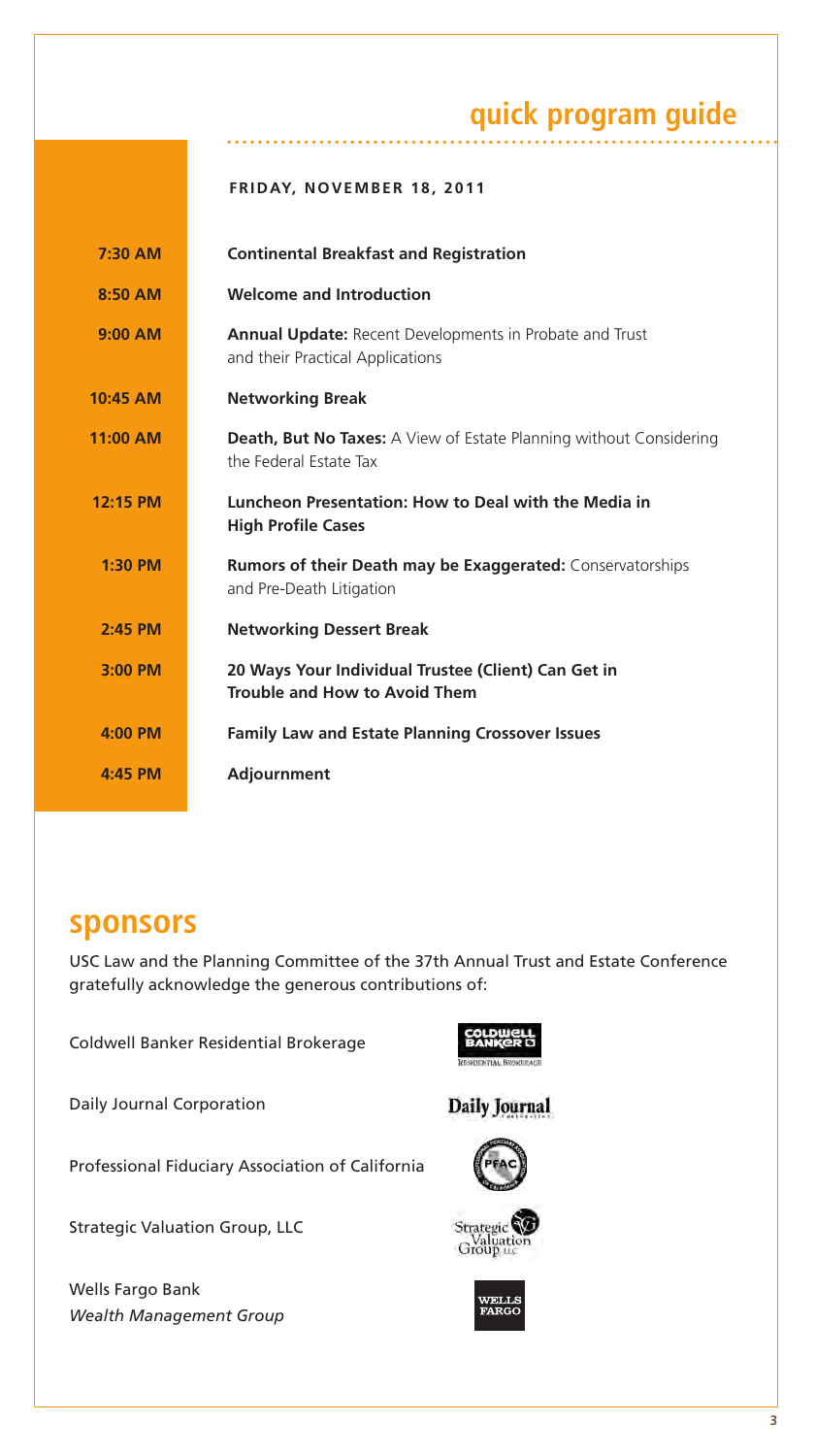# quick program guide

**FRIDAY, NOVEMBER 18, 2011**

| | |
|---|---|
| **7:30 AM** | **Continental Breakfast and Registration** |
| **8:50 AM** | **Welcome and Introduction** |
| **9:00 AM** | **Annual Update:** Recent Developments in Probate and Trust and their Practical Applications |
| **10:45 AM** | **Networking Break** |
| **11:00 AM** | **Death, But No Taxes:** A View of Estate Planning without Considering the Federal Estate Tax |
| **12:15 PM** | **Luncheon Presentation: How to Deal with the Media in High Profile Cases** |
| **1:30 PM** | **Rumors of their Death may be Exaggerated:** Conservatorships and Pre-Death Litigation |
| **2:45 PM** | **Networking Dessert Break** |
| **3:00 PM** | **20 Ways Your Individual Trustee (Client) Can Get in Trouble and How to Avoid Them** |
| **4:00 PM** | **Family Law and Estate Planning Crossover Issues** |
| **4:45 PM** | **Adjournment** |

## sponsors

USC Law and the Planning Committee of the 37th Annual Trust and Estate Conference gratefully acknowledge the generous contributions of:

Coldwell Banker Residential Brokerage

Daily Journal Corporation

Professional Fiduciary Association of California

Strategic Valuation Group, LLC

Wells Fargo Bank
*Wealth Management Group*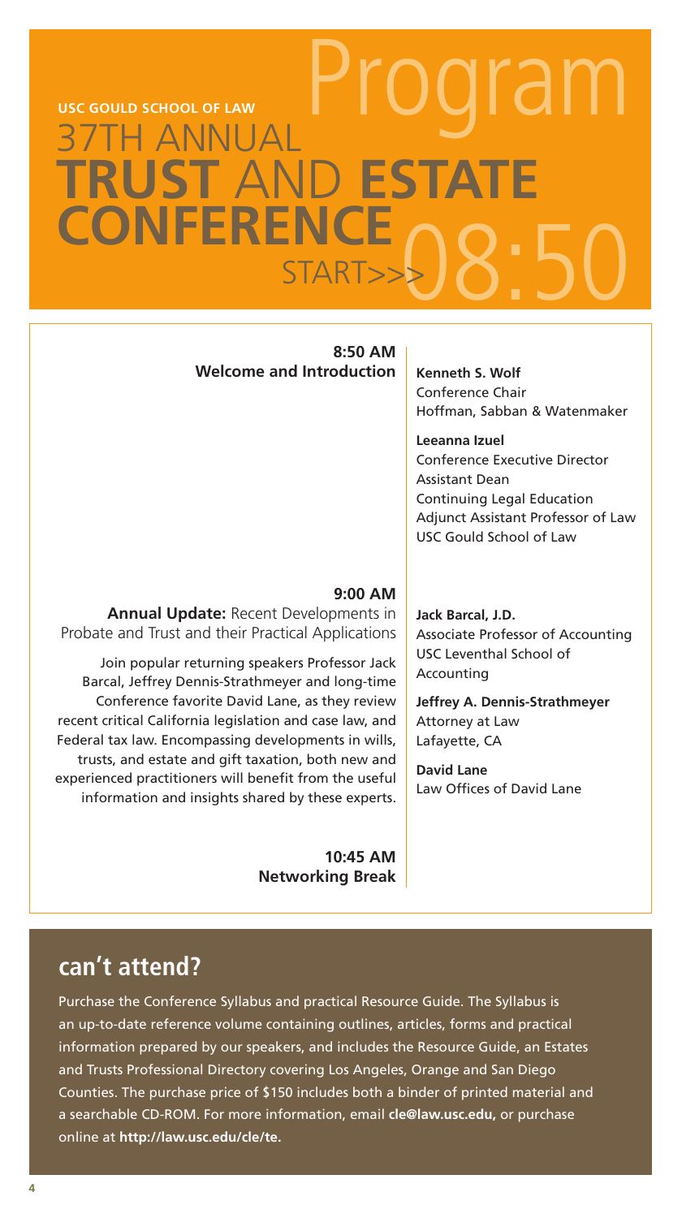USC GOULD SCHOOL OF LAW

# 37TH ANNUAL TRUST AND ESTATE CONFERENCE

# Program

START>> 08:50

**8:50 AM**
**Welcome and Introduction**

**Kenneth S. Wolf**
Conference Chair
Hoffman, Sabban & Watenmaker

**Leeanna Izuel**
Conference Executive Director
Assistant Dean
Continuing Legal Education
Adjunct Assistant Professor of Law
USC Gould School of Law

**9:00 AM**
**Annual Update:** Recent Developments in Probate and Trust and their Practical Applications

Join popular returning speakers Professor Jack Barcal, Jeffrey Dennis-Strathmeyer and long-time Conference favorite David Lane, as they review recent critical California legislation and case law, and Federal tax law. Encompassing developments in wills, trusts, and estate and gift taxation, both new and experienced practitioners will benefit from the useful information and insights shared by these experts.

**Jack Barcal, J.D.**
Associate Professor of Accounting
USC Leventhal School of Accounting

**Jeffrey A. Dennis-Strathmeyer**
Attorney at Law
Lafayette, CA

**David Lane**
Law Offices of David Lane

**10:45 AM**
**Networking Break**

## can't attend?

Purchase the Conference Syllabus and practical Resource Guide. The Syllabus is an up-to-date reference volume containing outlines, articles, forms and practical information prepared by our speakers, and includes the Resource Guide, an Estates and Trusts Professional Directory covering Los Angeles, Orange and San Diego Counties. The purchase price of $150 includes both a binder of printed material and a searchable CD-ROM. For more information, email **cle@law.usc.edu,** or purchase online at **http://law.usc.edu/cle/te.**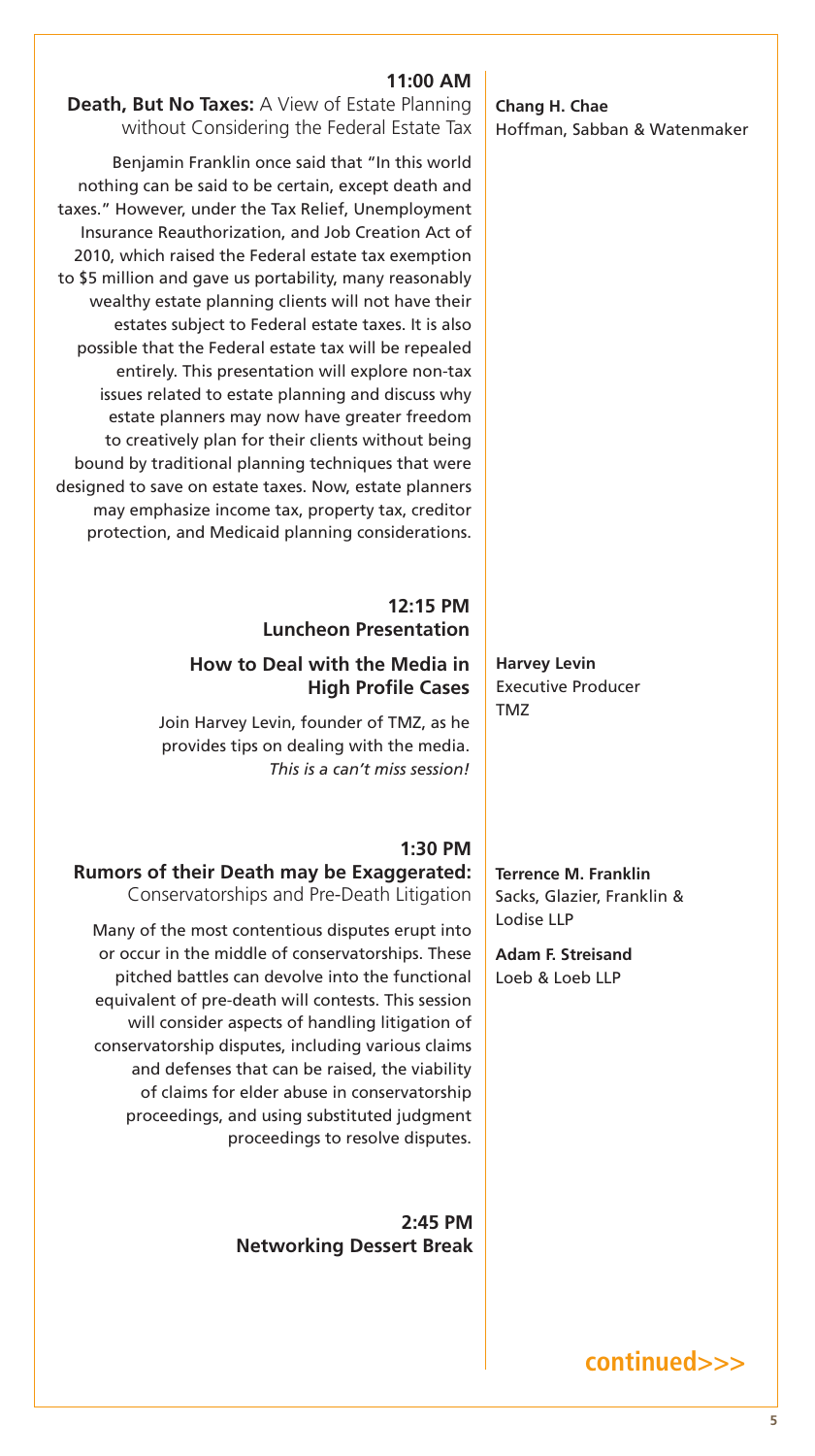**11:00 AM**

**Death, But No Taxes:** A View of Estate Planning without Considering the Federal Estate Tax

**Chang H. Chae**
Hoffman, Sabban & Watenmaker

Benjamin Franklin once said that "In this world nothing can be said to be certain, except death and taxes." However, under the Tax Relief, Unemployment Insurance Reauthorization, and Job Creation Act of 2010, which raised the Federal estate tax exemption to $5 million and gave us portability, many reasonably wealthy estate planning clients will not have their estates subject to Federal estate taxes. It is also possible that the Federal estate tax will be repealed entirely. This presentation will explore non-tax issues related to estate planning and discuss why estate planners may now have greater freedom to creatively plan for their clients without being bound by traditional planning techniques that were designed to save on estate taxes. Now, estate planners may emphasize income tax, property tax, creditor protection, and Medicaid planning considerations.

**12:15 PM**

**Luncheon Presentation**

**How to Deal with the Media in High Profile Cases**

**Harvey Levin**
Executive Producer
TMZ

Join Harvey Levin, founder of TMZ, as he provides tips on dealing with the media. *This is a can't miss session!*

**1:30 PM**

**Rumors of their Death may be Exaggerated:** Conservatorships and Pre-Death Litigation

**Terrence M. Franklin**
Sacks, Glazier, Franklin & Lodise LLP

**Adam F. Streisand**
Loeb & Loeb LLP

Many of the most contentious disputes erupt into or occur in the middle of conservatorships. These pitched battles can devolve into the functional equivalent of pre-death will contests. This session will consider aspects of handling litigation of conservatorship disputes, including various claims and defenses that can be raised, the viability of claims for elder abuse in conservatorship proceedings, and using substituted judgment proceedings to resolve disputes.

**2:45 PM**

**Networking Dessert Break**

**continued>>>**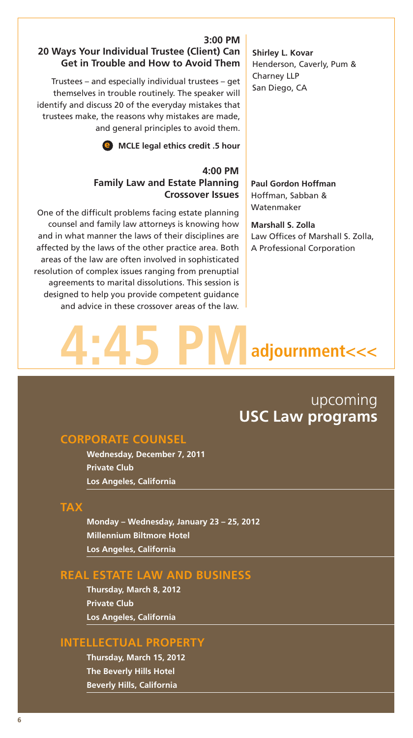**3:00 PM**

### 20 Ways Your Individual Trustee (Client) Can Get in Trouble and How to Avoid Them

Trustees – and especially individual trustees – get themselves in trouble routinely. The speaker will identify and discuss 20 of the everyday mistakes that trustees make, the reasons why mistakes are made, and general principles to avoid them.

**e MCLE legal ethics credit .5 hour**

**Shirley L. Kovar**
Henderson, Caverly, Pum & Charney LLP
San Diego, CA

**4:00 PM**

### Family Law and Estate Planning Crossover Issues

One of the difficult problems facing estate planning counsel and family law attorneys is knowing how and in what manner the laws of their disciplines are affected by the laws of the other practice area. Both areas of the law are often involved in sophisticated resolution of complex issues ranging from prenuptial agreements to marital dissolutions. This session is designed to help you provide competent guidance and advice in these crossover areas of the law.

**Paul Gordon Hoffman**
Hoffman, Sabban & Watenmaker

**Marshall S. Zolla**
Law Offices of Marshall S. Zolla, A Professional Corporation

## 4:45 PM adjournment<<<

## upcoming **USC Law programs**

### CORPORATE COUNSEL

**Wednesday, December 7, 2011**
**Private Club**
**Los Angeles, California**

### TAX

**Monday – Wednesday, January 23 – 25, 2012**
**Millennium Biltmore Hotel**
**Los Angeles, California**

### REAL ESTATE LAW AND BUSINESS

**Thursday, March 8, 2012**
**Private Club**
**Los Angeles, California**

### INTELLECTUAL PROPERTY

**Thursday, March 15, 2012**
**The Beverly Hills Hotel**
**Beverly Hills, California**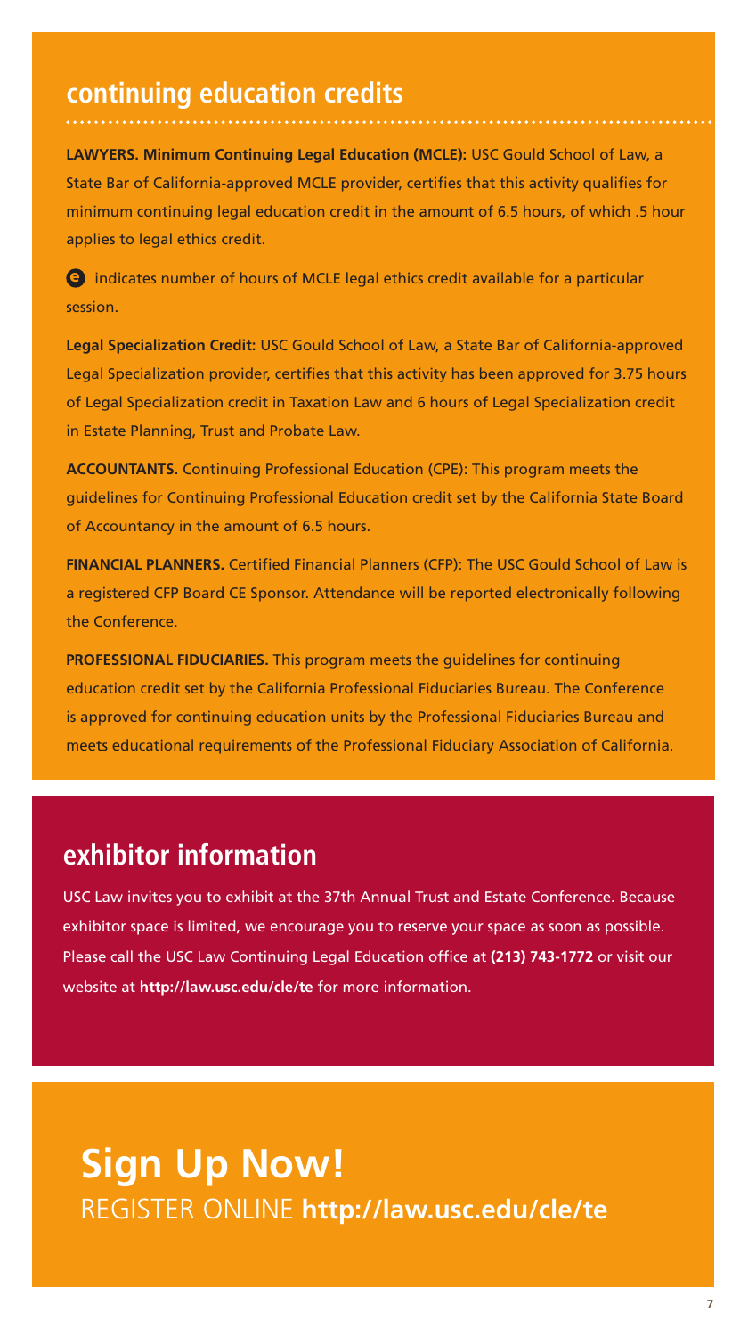## continuing education credits

**LAWYERS. Minimum Continuing Legal Education (MCLE):** USC Gould School of Law, a State Bar of California-approved MCLE provider, certifies that this activity qualifies for minimum continuing legal education credit in the amount of 6.5 hours, of which .5 hour applies to legal ethics credit.

**e** indicates number of hours of MCLE legal ethics credit available for a particular session.

**Legal Specialization Credit:** USC Gould School of Law, a State Bar of California-approved Legal Specialization provider, certifies that this activity has been approved for 3.75 hours of Legal Specialization credit in Taxation Law and 6 hours of Legal Specialization credit in Estate Planning, Trust and Probate Law.

**ACCOUNTANTS.** Continuing Professional Education (CPE): This program meets the guidelines for Continuing Professional Education credit set by the California State Board of Accountancy in the amount of 6.5 hours.

**FINANCIAL PLANNERS.** Certified Financial Planners (CFP): The USC Gould School of Law is a registered CFP Board CE Sponsor. Attendance will be reported electronically following the Conference.

**PROFESSIONAL FIDUCIARIES.** This program meets the guidelines for continuing education credit set by the California Professional Fiduciaries Bureau. The Conference is approved for continuing education units by the Professional Fiduciaries Bureau and meets educational requirements of the Professional Fiduciary Association of California.

## exhibitor information

USC Law invites you to exhibit at the 37th Annual Trust and Estate Conference. Because exhibitor space is limited, we encourage you to reserve your space as soon as possible. Please call the USC Law Continuing Legal Education office at **(213) 743-1772** or visit our website at **http://law.usc.edu/cle/te** for more information.

# Sign Up Now!

REGISTER ONLINE **http://law.usc.edu/cle/te**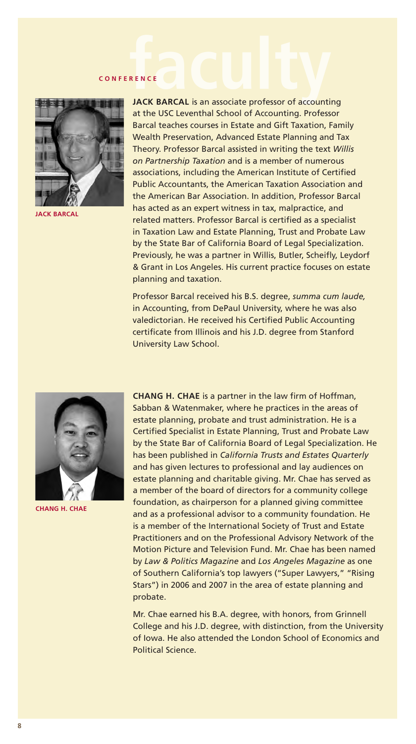# CONFERENCE faculty

JACK BARCAL

**JACK BARCAL** is an associate professor of accounting at the USC Leventhal School of Accounting. Professor Barcal teaches courses in Estate and Gift Taxation, Family Wealth Preservation, Advanced Estate Planning and Tax Theory. Professor Barcal assisted in writing the text *Willis on Partnership Taxation* and is a member of numerous associations, including the American Institute of Certified Public Accountants, the American Taxation Association and the American Bar Association. In addition, Professor Barcal has acted as an expert witness in tax, malpractice, and related matters. Professor Barcal is certified as a specialist in Taxation Law and Estate Planning, Trust and Probate Law by the State Bar of California Board of Legal Specialization. Previously, he was a partner in Willis, Butler, Scheifly, Leydorf & Grant in Los Angeles. His current practice focuses on estate planning and taxation.

Professor Barcal received his B.S. degree, *summa cum laude,* in Accounting, from DePaul University, where he was also valedictorian. He received his Certified Public Accounting certificate from Illinois and his J.D. degree from Stanford University Law School.

CHANG H. CHAE

**CHANG H. CHAE** is a partner in the law firm of Hoffman, Sabban & Watenmaker, where he practices in the areas of estate planning, probate and trust administration. He is a Certified Specialist in Estate Planning, Trust and Probate Law by the State Bar of California Board of Legal Specialization. He has been published in *California Trusts and Estates Quarterly* and has given lectures to professional and lay audiences on estate planning and charitable giving. Mr. Chae has served as a member of the board of directors for a community college foundation, as chairperson for a planned giving committee and as a professional advisor to a community foundation. He is a member of the International Society of Trust and Estate Practitioners and on the Professional Advisory Network of the Motion Picture and Television Fund. Mr. Chae has been named by *Law & Politics Magazine* and *Los Angeles Magazine* as one of Southern California's top lawyers ("Super Lawyers," "Rising Stars") in 2006 and 2007 in the area of estate planning and probate.

Mr. Chae earned his B.A. degree, with honors, from Grinnell College and his J.D. degree, with distinction, from the University of Iowa. He also attended the London School of Economics and Political Science.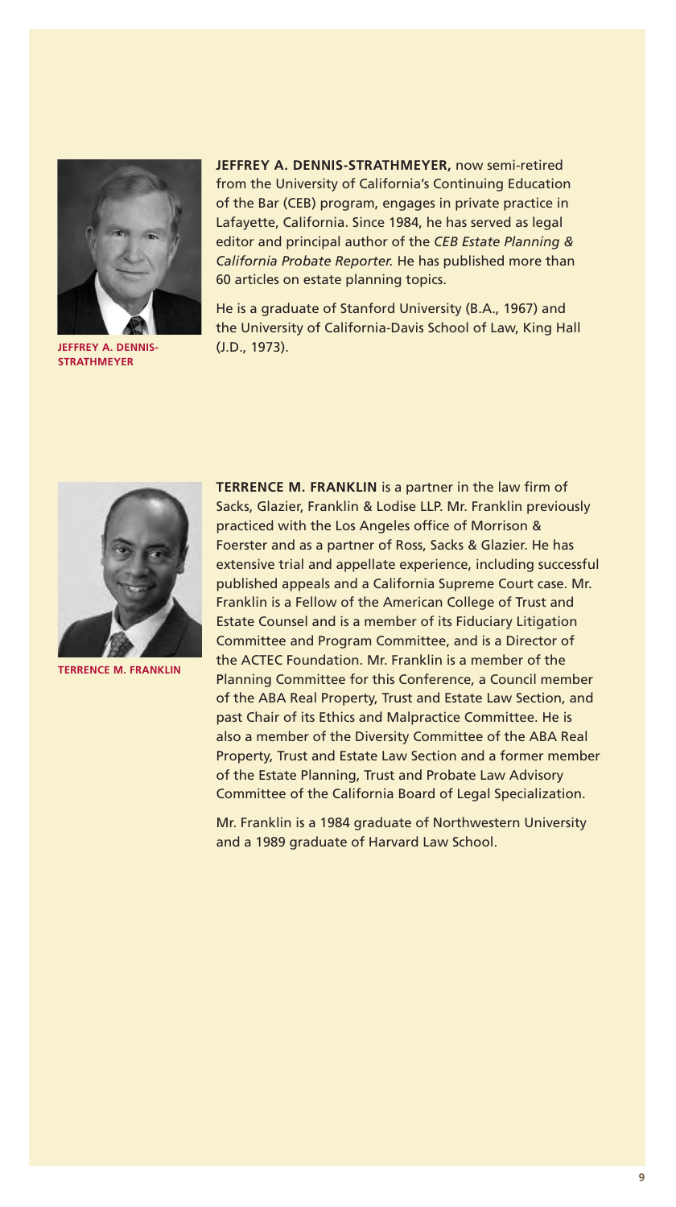**JEFFREY A. DENNIS-STRATHMEYER**

**JEFFREY A. DENNIS-STRATHMEYER,** now semi-retired from the University of California's Continuing Education of the Bar (CEB) program, engages in private practice in Lafayette, California. Since 1984, he has served as legal editor and principal author of the *CEB Estate Planning & California Probate Reporter.* He has published more than 60 articles on estate planning topics.

He is a graduate of Stanford University (B.A., 1967) and the University of California-Davis School of Law, King Hall (J.D., 1973).

**TERRENCE M. FRANKLIN**

**TERRENCE M. FRANKLIN** is a partner in the law firm of Sacks, Glazier, Franklin & Lodise LLP. Mr. Franklin previously practiced with the Los Angeles office of Morrison & Foerster and as a partner of Ross, Sacks & Glazier. He has extensive trial and appellate experience, including successful published appeals and a California Supreme Court case. Mr. Franklin is a Fellow of the American College of Trust and Estate Counsel and is a member of its Fiduciary Litigation Committee and Program Committee, and is a Director of the ACTEC Foundation. Mr. Franklin is a member of the Planning Committee for this Conference, a Council member of the ABA Real Property, Trust and Estate Law Section, and past Chair of its Ethics and Malpractice Committee. He is also a member of the Diversity Committee of the ABA Real Property, Trust and Estate Law Section and a former member of the Estate Planning, Trust and Probate Law Advisory Committee of the California Board of Legal Specialization.

Mr. Franklin is a 1984 graduate of Northwestern University and a 1989 graduate of Harvard Law School.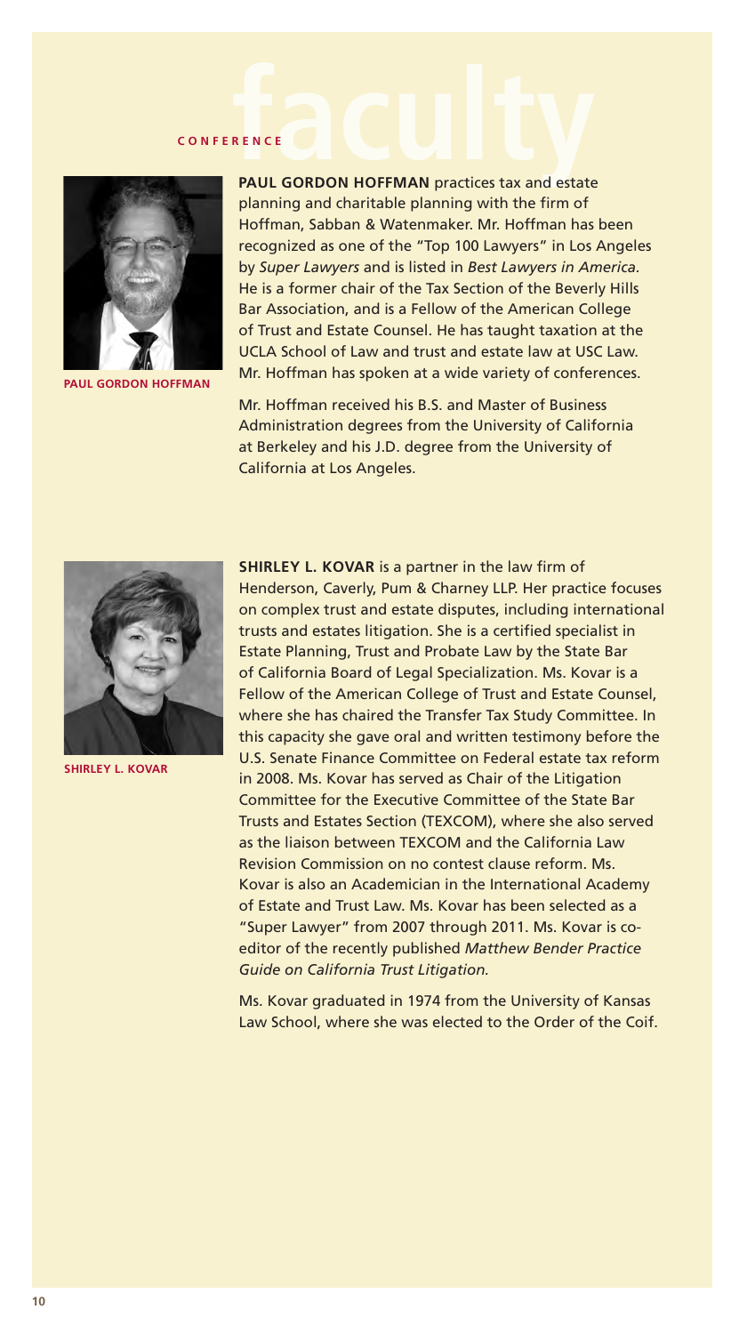# CONFERENCE faculty

PAUL GORDON HOFFMAN

**PAUL GORDON HOFFMAN** practices tax and estate planning and charitable planning with the firm of Hoffman, Sabban & Watenmaker. Mr. Hoffman has been recognized as one of the "Top 100 Lawyers" in Los Angeles by *Super Lawyers* and is listed in *Best Lawyers in America.* He is a former chair of the Tax Section of the Beverly Hills Bar Association, and is a Fellow of the American College of Trust and Estate Counsel. He has taught taxation at the UCLA School of Law and trust and estate law at USC Law. Mr. Hoffman has spoken at a wide variety of conferences.

Mr. Hoffman received his B.S. and Master of Business Administration degrees from the University of California at Berkeley and his J.D. degree from the University of California at Los Angeles.

SHIRLEY L. KOVAR

**SHIRLEY L. KOVAR** is a partner in the law firm of Henderson, Caverly, Pum & Charney LLP. Her practice focuses on complex trust and estate disputes, including international trusts and estates litigation. She is a certified specialist in Estate Planning, Trust and Probate Law by the State Bar of California Board of Legal Specialization. Ms. Kovar is a Fellow of the American College of Trust and Estate Counsel, where she has chaired the Transfer Tax Study Committee. In this capacity she gave oral and written testimony before the U.S. Senate Finance Committee on Federal estate tax reform in 2008. Ms. Kovar has served as Chair of the Litigation Committee for the Executive Committee of the State Bar Trusts and Estates Section (TEXCOM), where she also served as the liaison between TEXCOM and the California Law Revision Commission on no contest clause reform. Ms. Kovar is also an Academician in the International Academy of Estate and Trust Law. Ms. Kovar has been selected as a "Super Lawyer" from 2007 through 2011. Ms. Kovar is co-editor of the recently published *Matthew Bender Practice Guide on California Trust Litigation.*

Ms. Kovar graduated in 1974 from the University of Kansas Law School, where she was elected to the Order of the Coif.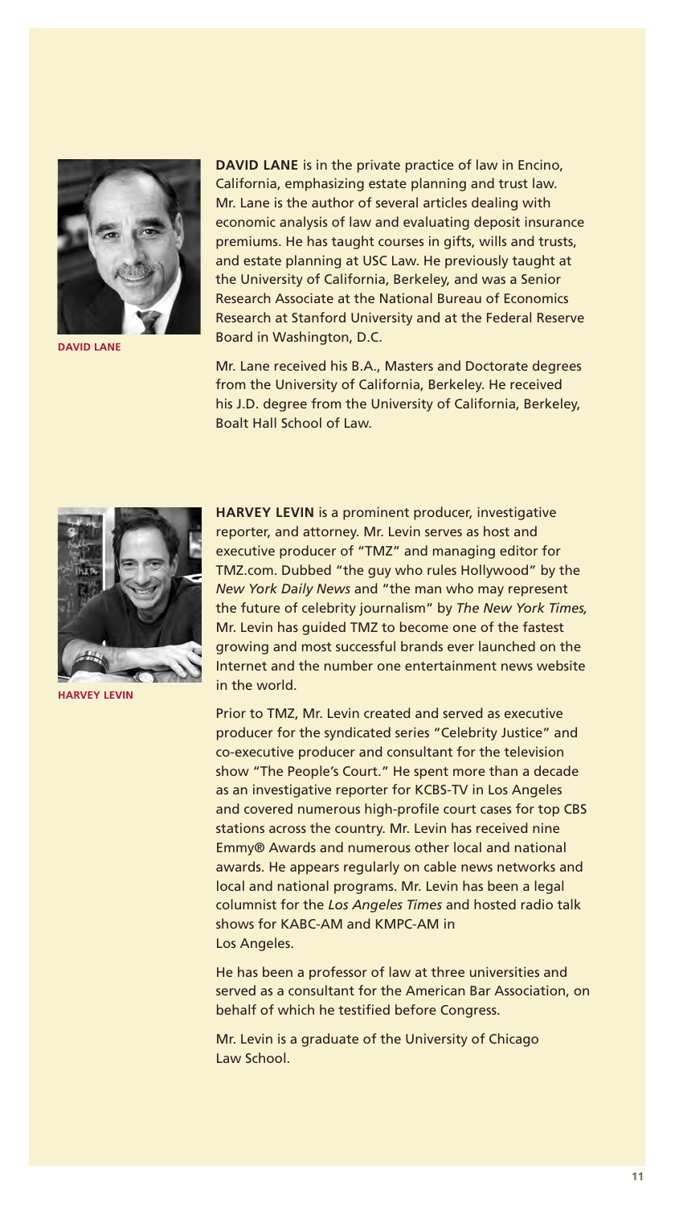DAVID LANE

**DAVID LANE** is in the private practice of law in Encino, California, emphasizing estate planning and trust law. Mr. Lane is the author of several articles dealing with economic analysis of law and evaluating deposit insurance premiums. He has taught courses in gifts, wills and trusts, and estate planning at USC Law. He previously taught at the University of California, Berkeley, and was a Senior Research Associate at the National Bureau of Economics Research at Stanford University and at the Federal Reserve Board in Washington, D.C.

Mr. Lane received his B.A., Masters and Doctorate degrees from the University of California, Berkeley. He received his J.D. degree from the University of California, Berkeley, Boalt Hall School of Law.

HARVEY LEVIN

**HARVEY LEVIN** is a prominent producer, investigative reporter, and attorney. Mr. Levin serves as host and executive producer of "TMZ" and managing editor for TMZ.com. Dubbed "the guy who rules Hollywood" by the *New York Daily News* and "the man who may represent the future of celebrity journalism" by *The New York Times,* Mr. Levin has guided TMZ to become one of the fastest growing and most successful brands ever launched on the Internet and the number one entertainment news website in the world.

Prior to TMZ, Mr. Levin created and served as executive producer for the syndicated series "Celebrity Justice" and co-executive producer and consultant for the television show "The People's Court." He spent more than a decade as an investigative reporter for KCBS-TV in Los Angeles and covered numerous high-profile court cases for top CBS stations across the country. Mr. Levin has received nine Emmy® Awards and numerous other local and national awards. He appears regularly on cable news networks and local and national programs. Mr. Levin has been a legal columnist for the *Los Angeles Times* and hosted radio talk shows for KABC-AM and KMPC-AM in Los Angeles.

He has been a professor of law at three universities and served as a consultant for the American Bar Association, on behalf of which he testified before Congress.

Mr. Levin is a graduate of the University of Chicago Law School.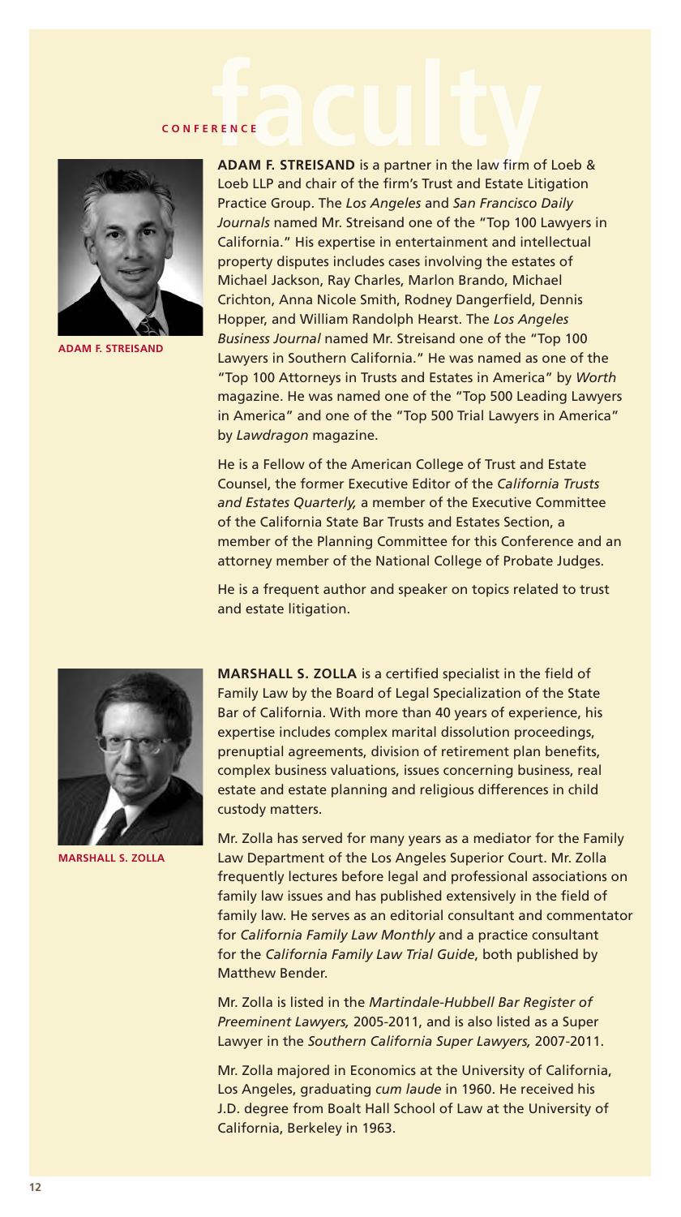# CONFERENCE faculty

**ADAM F. STREISAND**

**ADAM F. STREISAND** is a partner in the law firm of Loeb & Loeb LLP and chair of the firm's Trust and Estate Litigation Practice Group. The *Los Angeles* and *San Francisco Daily Journals* named Mr. Streisand one of the "Top 100 Lawyers in California." His expertise in entertainment and intellectual property disputes includes cases involving the estates of Michael Jackson, Ray Charles, Marlon Brando, Michael Crichton, Anna Nicole Smith, Rodney Dangerfield, Dennis Hopper, and William Randolph Hearst. The *Los Angeles Business Journal* named Mr. Streisand one of the "Top 100 Lawyers in Southern California." He was named as one of the "Top 100 Attorneys in Trusts and Estates in America" by *Worth* magazine. He was named one of the "Top 500 Leading Lawyers in America" and one of the "Top 500 Trial Lawyers in America" by *Lawdragon* magazine.

He is a Fellow of the American College of Trust and Estate Counsel, the former Executive Editor of the *California Trusts and Estates Quarterly,* a member of the Executive Committee of the California State Bar Trusts and Estates Section, a member of the Planning Committee for this Conference and an attorney member of the National College of Probate Judges.

He is a frequent author and speaker on topics related to trust and estate litigation.

**MARSHALL S. ZOLLA**

**MARSHALL S. ZOLLA** is a certified specialist in the field of Family Law by the Board of Legal Specialization of the State Bar of California. With more than 40 years of experience, his expertise includes complex marital dissolution proceedings, prenuptial agreements, division of retirement plan benefits, complex business valuations, issues concerning business, real estate and estate planning and religious differences in child custody matters.

Mr. Zolla has served for many years as a mediator for the Family Law Department of the Los Angeles Superior Court. Mr. Zolla frequently lectures before legal and professional associations on family law issues and has published extensively in the field of family law. He serves as an editorial consultant and commentator for *California Family Law Monthly* and a practice consultant for the *California Family Law Trial Guide*, both published by Matthew Bender.

Mr. Zolla is listed in the *Martindale-Hubbell Bar Register of Preeminent Lawyers,* 2005-2011, and is also listed as a Super Lawyer in the *Southern California Super Lawyers,* 2007-2011.

Mr. Zolla majored in Economics at the University of California, Los Angeles, graduating *cum laude* in 1960. He received his J.D. degree from Boalt Hall School of Law at the University of California, Berkeley in 1963.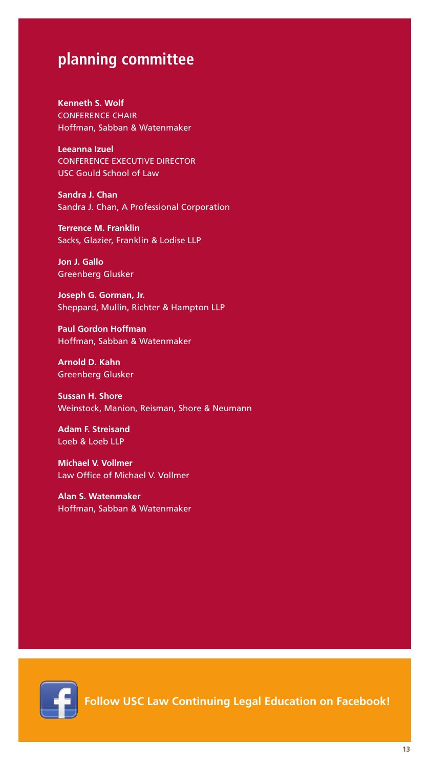## planning committee

**Kenneth S. Wolf**
CONFERENCE CHAIR
Hoffman, Sabban & Watenmaker

**Leeanna Izuel**
CONFERENCE EXECUTIVE DIRECTOR
USC Gould School of Law

**Sandra J. Chan**
Sandra J. Chan, A Professional Corporation

**Terrence M. Franklin**
Sacks, Glazier, Franklin & Lodise LLP

**Jon J. Gallo**
Greenberg Glusker

**Joseph G. Gorman, Jr.**
Sheppard, Mullin, Richter & Hampton LLP

**Paul Gordon Hoffman**
Hoffman, Sabban & Watenmaker

**Arnold D. Kahn**
Greenberg Glusker

**Sussan H. Shore**
Weinstock, Manion, Reisman, Shore & Neumann

**Adam F. Streisand**
Loeb & Loeb LLP

**Michael V. Vollmer**
Law Office of Michael V. Vollmer

**Alan S. Watenmaker**
Hoffman, Sabban & Watenmaker

**Follow USC Law Continuing Legal Education on Facebook!**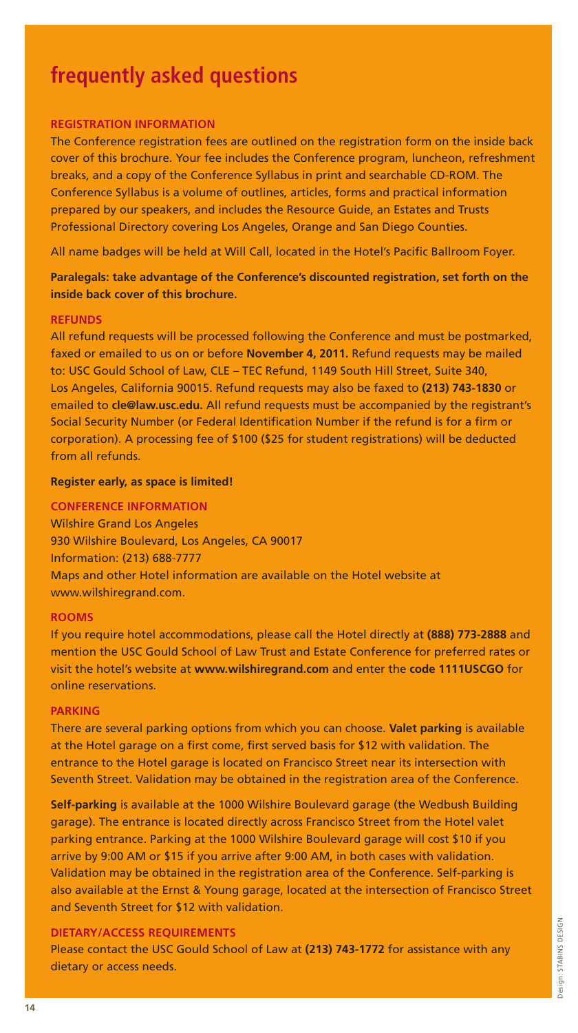# frequently asked questions

### REGISTRATION INFORMATION

The Conference registration fees are outlined on the registration form on the inside back cover of this brochure. Your fee includes the Conference program, luncheon, refreshment breaks, and a copy of the Conference Syllabus in print and searchable CD-ROM. The Conference Syllabus is a volume of outlines, articles, forms and practical information prepared by our speakers, and includes the Resource Guide, an Estates and Trusts Professional Directory covering Los Angeles, Orange and San Diego Counties.

All name badges will be held at Will Call, located in the Hotel's Pacific Ballroom Foyer.

**Paralegals: take advantage of the Conference's discounted registration, set forth on the inside back cover of this brochure.**

### REFUNDS

All refund requests will be processed following the Conference and must be postmarked, faxed or emailed to us on or before **November 4, 2011.** Refund requests may be mailed to: USC Gould School of Law, CLE – TEC Refund, 1149 South Hill Street, Suite 340, Los Angeles, California 90015. Refund requests may also be faxed to **(213) 743-1830** or emailed to **cle@law.usc.edu.** All refund requests must be accompanied by the registrant's Social Security Number (or Federal Identification Number if the refund is for a firm or corporation). A processing fee of $100 ($25 for student registrations) will be deducted from all refunds.

**Register early, as space is limited!**

### CONFERENCE INFORMATION

Wilshire Grand Los Angeles
930 Wilshire Boulevard, Los Angeles, CA 90017
Information: (213) 688-7777
Maps and other Hotel information are available on the Hotel website at www.wilshiregrand.com.

### ROOMS

If you require hotel accommodations, please call the Hotel directly at **(888) 773-2888** and mention the USC Gould School of Law Trust and Estate Conference for preferred rates or visit the hotel's website at **www.wilshiregrand.com** and enter the **code 1111USCGO** for online reservations.

### PARKING

There are several parking options from which you can choose. **Valet parking** is available at the Hotel garage on a first come, first served basis for $12 with validation. The entrance to the Hotel garage is located on Francisco Street near its intersection with Seventh Street. Validation may be obtained in the registration area of the Conference.

**Self-parking** is available at the 1000 Wilshire Boulevard garage (the Wedbush Building garage). The entrance is located directly across Francisco Street from the Hotel valet parking entrance. Parking at the 1000 Wilshire Boulevard garage will cost $10 if you arrive by 9:00 AM or $15 if you arrive after 9:00 AM, in both cases with validation. Validation may be obtained in the registration area of the Conference. Self-parking is also available at the Ernst & Young garage, located at the intersection of Francisco Street and Seventh Street for $12 with validation.

### DIETARY/ACCESS REQUIREMENTS

Please contact the USC Gould School of Law at **(213) 743-1772** for assistance with any dietary or access needs.

Design: STABINS DESIGN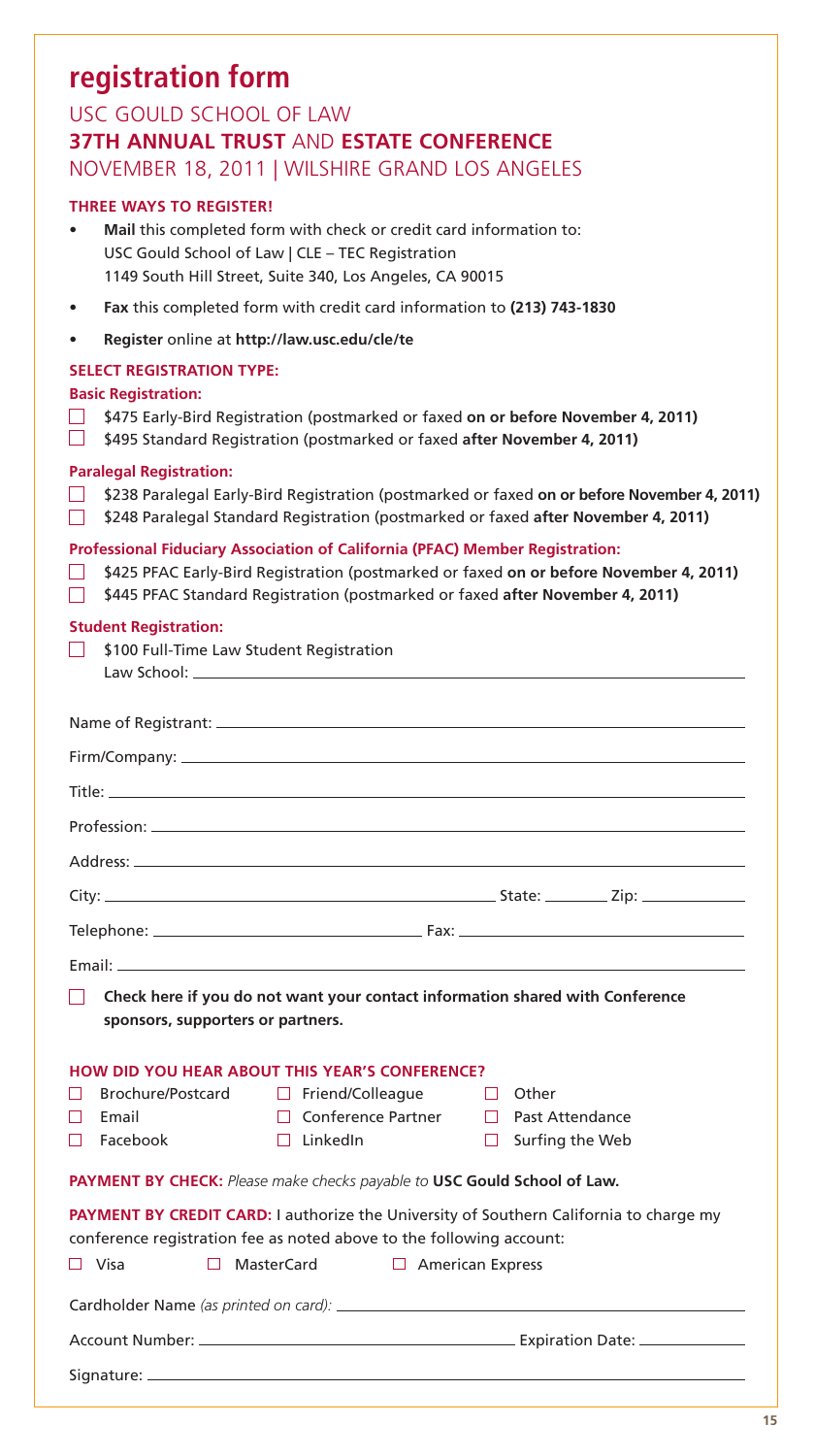# registration form

## USC GOULD SCHOOL OF LAW

## 37TH ANNUAL TRUST AND ESTATE CONFERENCE

NOVEMBER 18, 2011 | WILSHIRE GRAND LOS ANGELES

**THREE WAYS TO REGISTER!**

- **Mail** this completed form with check or credit card information to:
  USC Gould School of Law | CLE – TEC Registration
  1149 South Hill Street, Suite 340, Los Angeles, CA 90015
- **Fax** this completed form with credit card information to **(213) 743-1830**
- **Register** online at **http://law.usc.edu/cle/te**

**SELECT REGISTRATION TYPE:**

**Basic Registration:**

☐ $475 Early-Bird Registration (postmarked or faxed **on or before November 4, 2011)**
☐ $495 Standard Registration (postmarked or faxed **after November 4, 2011)**

**Paralegal Registration:**

☐ $238 Paralegal Early-Bird Registration (postmarked or faxed **on or before November 4, 2011)**
☐ $248 Paralegal Standard Registration (postmarked or faxed **after November 4, 2011)**

**Professional Fiduciary Association of California (PFAC) Member Registration:**

☐ $425 PFAC Early-Bird Registration (postmarked or faxed **on or before November 4, 2011)**
☐ $445 PFAC Standard Registration (postmarked or faxed **after November 4, 2011)**

**Student Registration:**

☐ $100 Full-Time Law Student Registration
Law School: ______________________________

Name of Registrant: ______________________________

Firm/Company: ______________________________

Title: ______________________________

Profession: ______________________________

Address: ______________________________

City: ____________________ State: ________ Zip: ____________

Telephone: ____________________ Fax: ____________________

Email: ______________________________

☐ **Check here if you do not want your contact information shared with Conference sponsors, supporters or partners.**

**HOW DID YOU HEAR ABOUT THIS YEAR'S CONFERENCE?**

☐ Brochure/Postcard ☐ Friend/Colleague ☐ Other
☐ Email ☐ Conference Partner ☐ Past Attendance
☐ Facebook ☐ LinkedIn ☐ Surfing the Web

**PAYMENT BY CHECK:** *Please make checks payable to* **USC Gould School of Law.**

**PAYMENT BY CREDIT CARD:** I authorize the University of Southern California to charge my conference registration fee as noted above to the following account:

☐ Visa ☐ MasterCard ☐ American Express

Cardholder Name *(as printed on card):* ______________________________

Account Number: ____________________ Expiration Date: ____________

Signature: ______________________________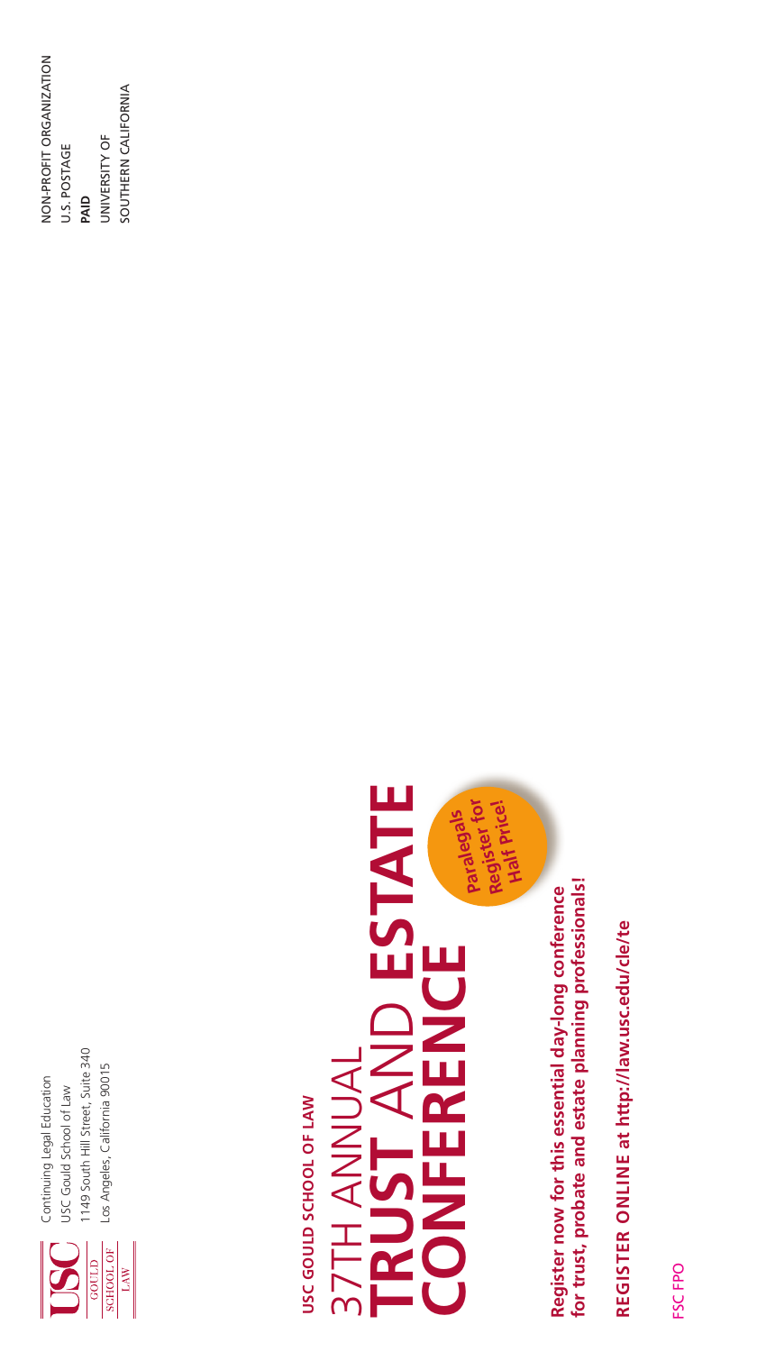USC GOULD SCHOOL OF LAW

Continuing Legal Education
USC Gould School of Law
1149 South Hill Street, Suite 340
Los Angeles, California 90015

NON-PROFIT ORGANIZATION
U.S. POSTAGE
**PAID**
UNIVERSITY OF
SOUTHERN CALIFORNIA

**USC GOULD SCHOOL OF LAW**

# 37TH ANNUAL **TRUST** AND **ESTATE CONFERENCE**

**Paralegals Register for Half Price!**

**Register now for this essential day-long conference for trust, probate and estate planning professionals!**

**REGISTER ONLINE at http://law.usc.edu/cle/te**

FSC FPO